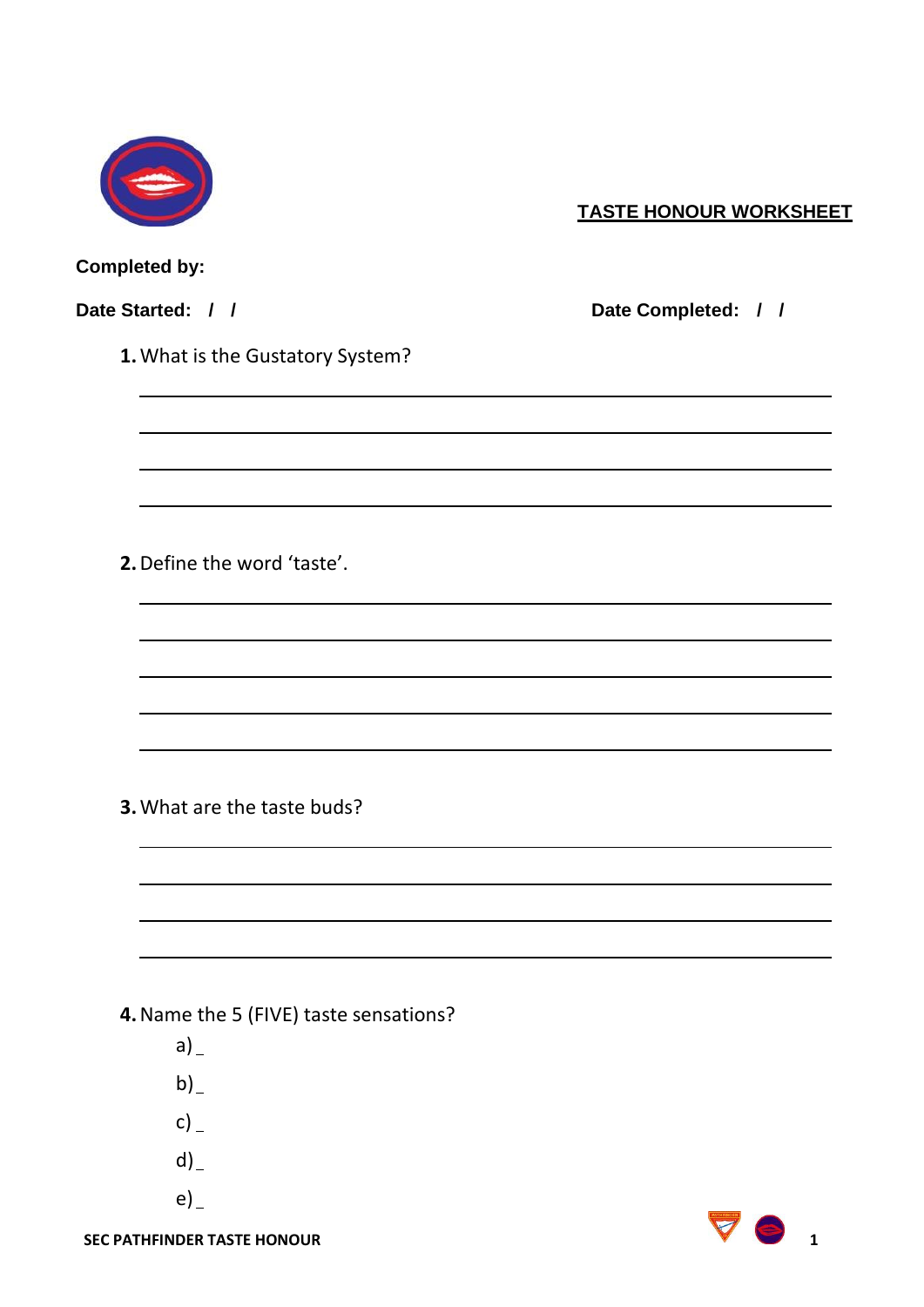# TASTE HONOUR WORKSHEET

**Completed by:**

**Date Started: / /** **Date Completed: / /**

**1.** What is the Gustatory System?

______________________________________________________________________

______________________________________________________________________

______________________________________________________________________

______________________________________________________________________

**2.** Define the word 'taste'.

______________________________________________________________________

______________________________________________________________________

______________________________________________________________________

______________________________________________________________________

______________________________________________________________________

**3.** What are the taste buds?

______________________________________________________________________

______________________________________________________________________

______________________________________________________________________

______________________________________________________________________

**4.** Name the 5 (FIVE) taste sensations?

a) _

b) _

c) _

d) _

e) _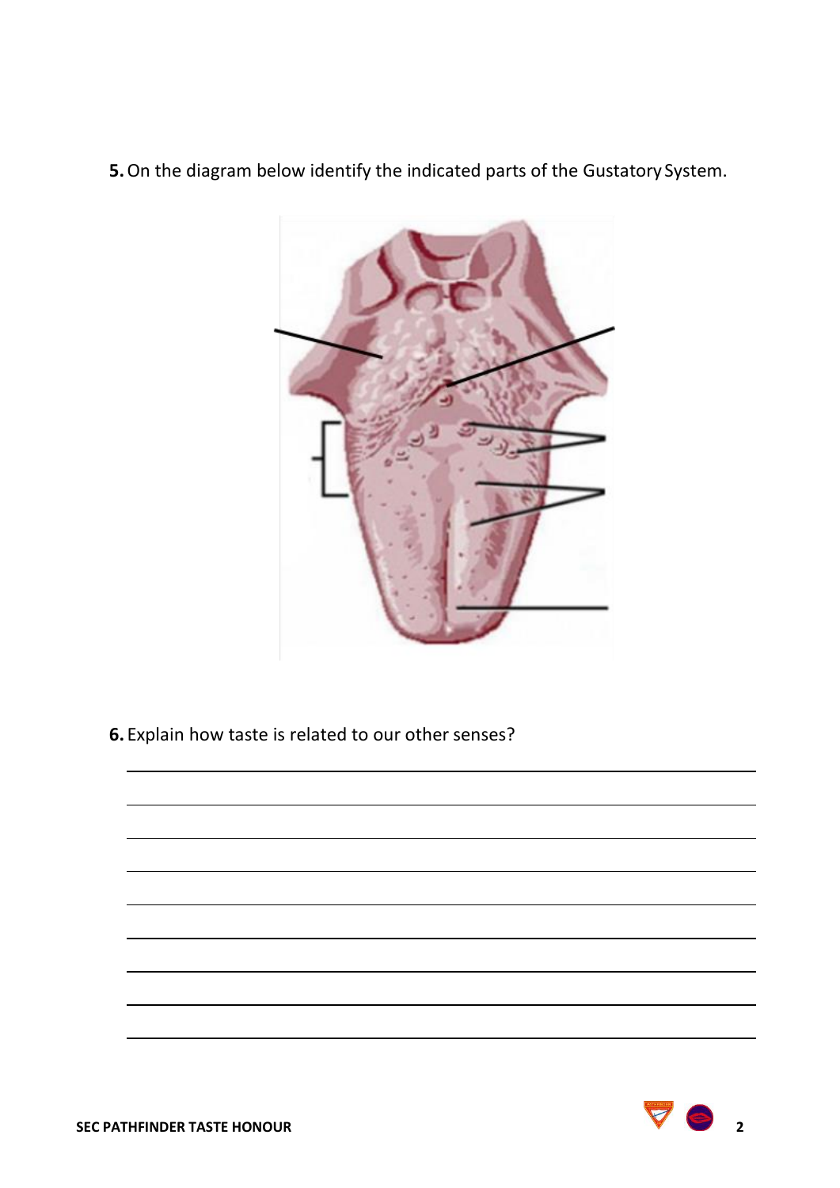**5.** On the diagram below identify the indicated parts of the Gustatory System.

**6.** Explain how taste is related to our other senses?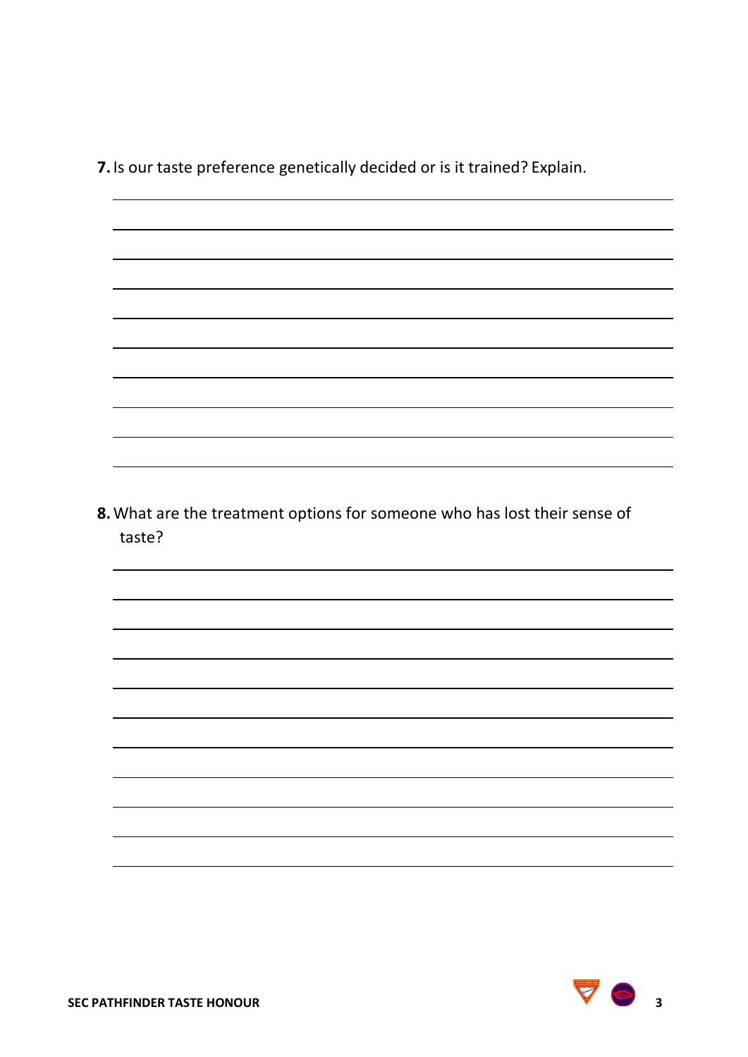**7.** Is our taste preference genetically decided or is it trained? Explain.

**8.** What are the treatment options for someone who has lost their sense of taste?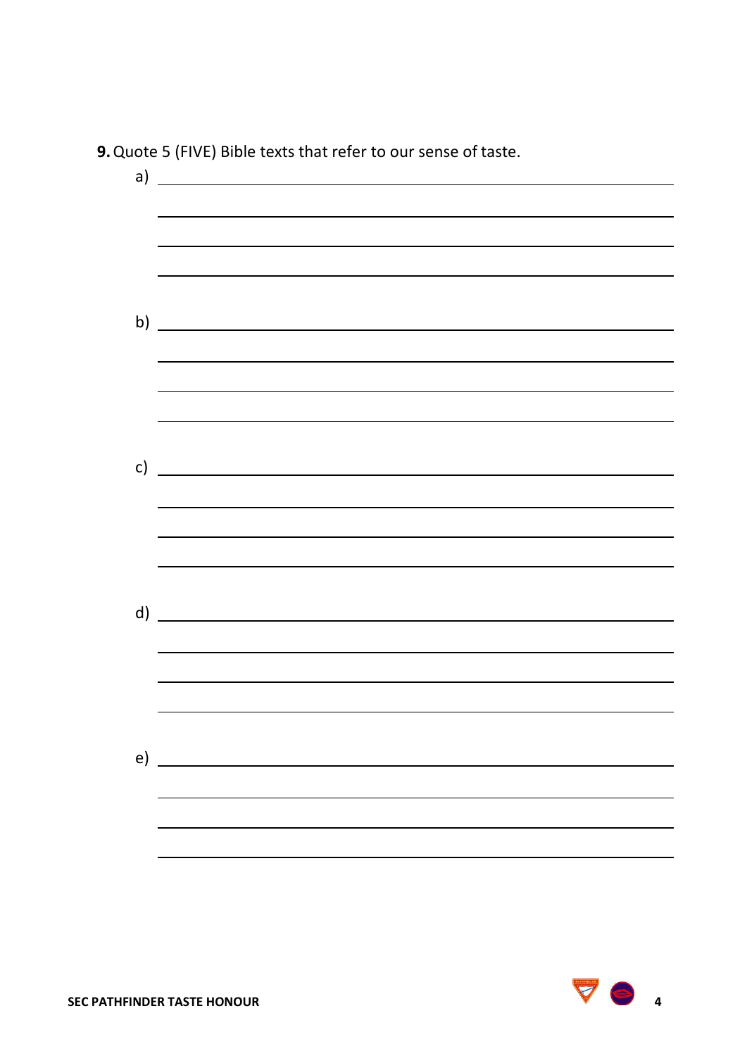**9.** Quote 5 (FIVE) Bible texts that refer to our sense of taste.

a) ______________________________________________

______________________________________________

______________________________________________

______________________________________________

b) ______________________________________________

______________________________________________

______________________________________________

______________________________________________

c) ______________________________________________

______________________________________________

______________________________________________

______________________________________________

d) ______________________________________________

______________________________________________

______________________________________________

______________________________________________

e) ______________________________________________

______________________________________________

______________________________________________

______________________________________________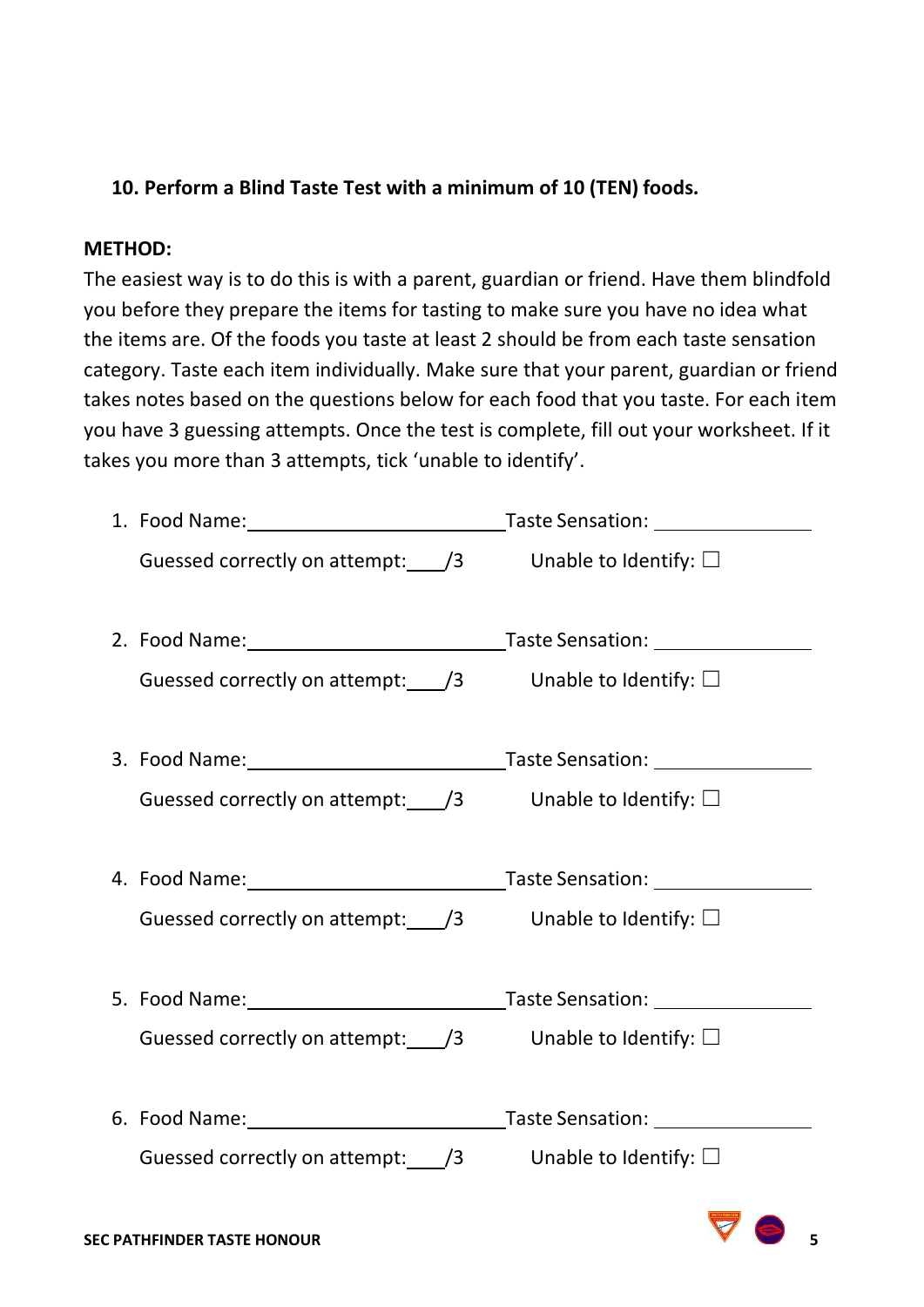**10. Perform a Blind Taste Test with a minimum of 10 (TEN) foods.**

**METHOD:**

The easiest way is to do this is with a parent, guardian or friend. Have them blindfold you before they prepare the items for tasting to make sure you have no idea what the items are. Of the foods you taste at least 2 should be from each taste sensation category. Taste each item individually. Make sure that your parent, guardian or friend takes notes based on the questions below for each food that you taste. For each item you have 3 guessing attempts. Once the test is complete, fill out your worksheet. If it takes you more than 3 attempts, tick 'unable to identify'.

1. Food Name:\_\_\_\_\_\_\_\_\_\_\_\_\_\_\_\_\_\_\_\_\_\_\_\_ Taste Sensation: \_\_\_\_\_\_\_\_\_\_\_\_\_\_\_

   Guessed correctly on attempt:\_\_\_\_/3 Unable to Identify: ☐

2. Food Name:\_\_\_\_\_\_\_\_\_\_\_\_\_\_\_\_\_\_\_\_\_\_\_\_ Taste Sensation: \_\_\_\_\_\_\_\_\_\_\_\_\_\_\_

   Guessed correctly on attempt:\_\_\_\_/3 Unable to Identify: ☐

3. Food Name:\_\_\_\_\_\_\_\_\_\_\_\_\_\_\_\_\_\_\_\_\_\_\_\_ Taste Sensation: \_\_\_\_\_\_\_\_\_\_\_\_\_\_\_

   Guessed correctly on attempt:\_\_\_\_/3 Unable to Identify: ☐

4. Food Name:\_\_\_\_\_\_\_\_\_\_\_\_\_\_\_\_\_\_\_\_\_\_\_\_ Taste Sensation: \_\_\_\_\_\_\_\_\_\_\_\_\_\_\_

   Guessed correctly on attempt:\_\_\_\_/3 Unable to Identify: ☐

5. Food Name:\_\_\_\_\_\_\_\_\_\_\_\_\_\_\_\_\_\_\_\_\_\_\_\_ Taste Sensation: \_\_\_\_\_\_\_\_\_\_\_\_\_\_\_

   Guessed correctly on attempt:\_\_\_\_/3 Unable to Identify: ☐

6. Food Name:\_\_\_\_\_\_\_\_\_\_\_\_\_\_\_\_\_\_\_\_\_\_\_\_ Taste Sensation: \_\_\_\_\_\_\_\_\_\_\_\_\_\_\_

   Guessed correctly on attempt:\_\_\_\_/3 Unable to Identify: ☐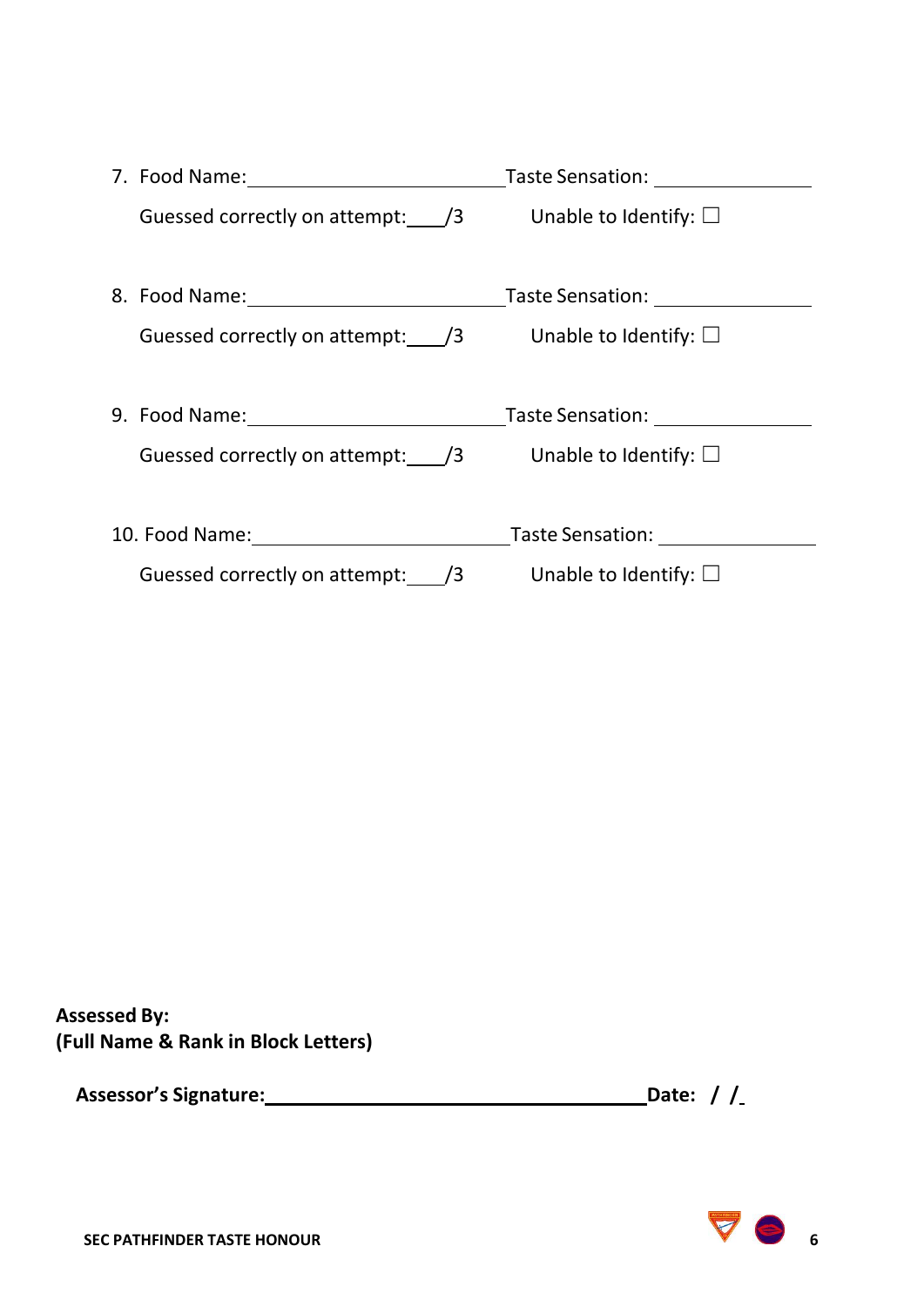7. Food Name:\_\_\_\_\_\_\_\_\_\_\_\_\_\_\_\_\_\_\_\_\_\_\_\_\_\_ Taste Sensation: \_\_\_\_\_\_\_\_\_\_\_\_\_\_\_\_

   Guessed correctly on attempt:\_\_\_\_/3 Unable to Identify: ☐

8. Food Name:\_\_\_\_\_\_\_\_\_\_\_\_\_\_\_\_\_\_\_\_\_\_\_\_\_\_ Taste Sensation: \_\_\_\_\_\_\_\_\_\_\_\_\_\_\_\_

   Guessed correctly on attempt:\_\_\_\_/3 Unable to Identify: ☐

9. Food Name:\_\_\_\_\_\_\_\_\_\_\_\_\_\_\_\_\_\_\_\_\_\_\_\_\_\_ Taste Sensation: \_\_\_\_\_\_\_\_\_\_\_\_\_\_\_\_

   Guessed correctly on attempt:\_\_\_\_/3 Unable to Identify: ☐

10. Food Name:\_\_\_\_\_\_\_\_\_\_\_\_\_\_\_\_\_\_\_\_\_\_\_\_\_\_ Taste Sensation: \_\_\_\_\_\_\_\_\_\_\_\_\_\_\_\_

    Guessed correctly on attempt:\_\_\_\_/3 Unable to Identify: ☐

**Assessed By:**
**(Full Name & Rank in Block Letters)**

**Assessor's Signature:\_\_\_\_\_\_\_\_\_\_\_\_\_\_\_\_\_\_\_\_\_\_\_\_\_\_\_\_\_\_\_\_\_\_\_\_\_\_\_Date: / /**